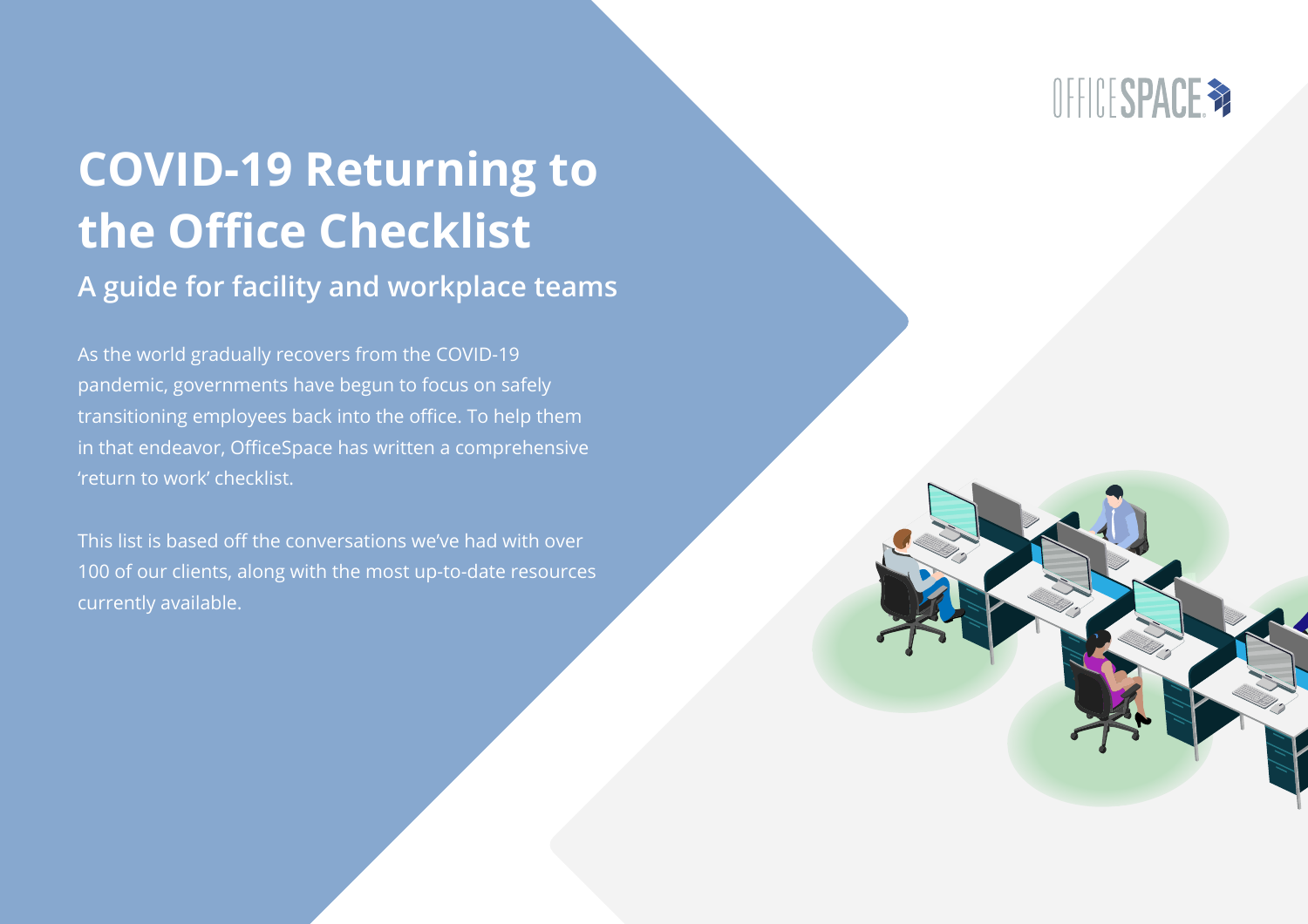OFFICESPACE

# COVID-19 Returning to the Office Checklist

## A guide for facility and workplace teams

As the world gradually recovers from the COVID-19 pandemic, governments have begun to focus on safely transitioning employees back into the office. To help them in that endeavor, OfficeSpace has written a comprehensive 'return to work' checklist.

This list is based off the conversations we've had with over 100 of our clients, along with the most up-to-date resources currently available.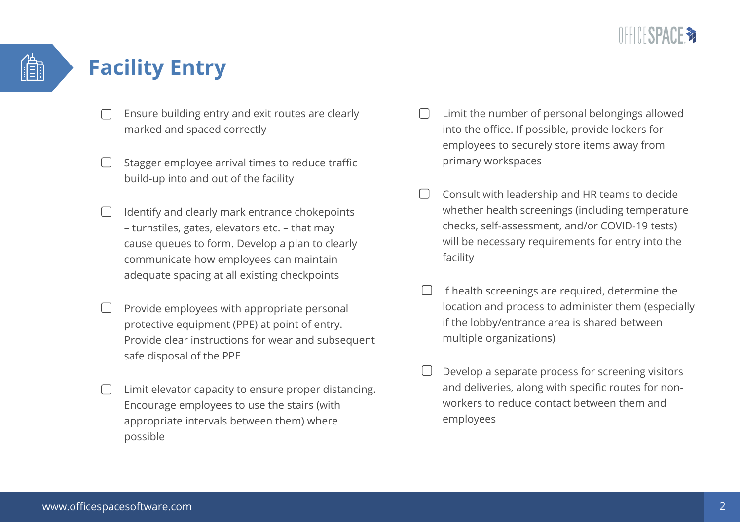# Facility Entry

- [ ] Ensure building entry and exit routes are clearly marked and spaced correctly
- [ ] Stagger employee arrival times to reduce traffic build-up into and out of the facility
- [ ] Identify and clearly mark entrance chokepoints – turnstiles, gates, elevators etc. – that may cause queues to form. Develop a plan to clearly communicate how employees can maintain adequate spacing at all existing checkpoints
- [ ] Provide employees with appropriate personal protective equipment (PPE) at point of entry. Provide clear instructions for wear and subsequent safe disposal of the PPE
- [ ] Limit elevator capacity to ensure proper distancing. Encourage employees to use the stairs (with appropriate intervals between them) where possible
- [ ] Limit the number of personal belongings allowed into the office. If possible, provide lockers for employees to securely store items away from primary workspaces
- [ ] Consult with leadership and HR teams to decide whether health screenings (including temperature checks, self-assessment, and/or COVID-19 tests) will be necessary requirements for entry into the facility
- [ ] If health screenings are required, determine the location and process to administer them (especially if the lobby/entrance area is shared between multiple organizations)
- [ ] Develop a separate process for screening visitors and deliveries, along with specific routes for non-workers to reduce contact between them and employees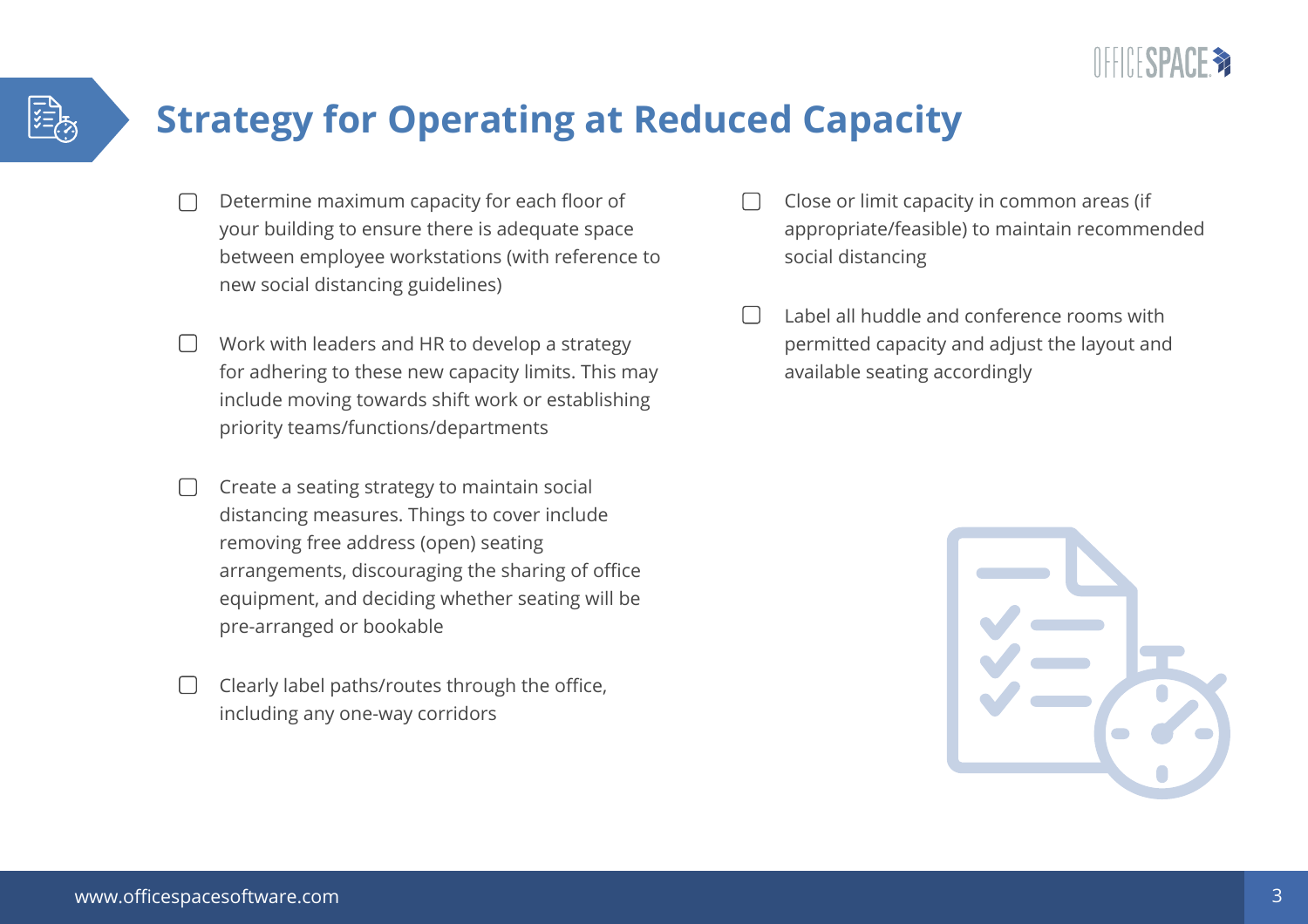# Strategy for Operating at Reduced Capacity

- [ ] Determine maximum capacity for each floor of your building to ensure there is adequate space between employee workstations (with reference to new social distancing guidelines)
- [ ] Work with leaders and HR to develop a strategy for adhering to these new capacity limits. This may include moving towards shift work or establishing priority teams/functions/departments
- [ ] Create a seating strategy to maintain social distancing measures. Things to cover include removing free address (open) seating arrangements, discouraging the sharing of office equipment, and deciding whether seating will be pre-arranged or bookable
- [ ] Clearly label paths/routes through the office, including any one-way corridors
- [ ] Close or limit capacity in common areas (if appropriate/feasible) to maintain recommended social distancing
- [ ] Label all huddle and conference rooms with permitted capacity and adjust the layout and available seating accordingly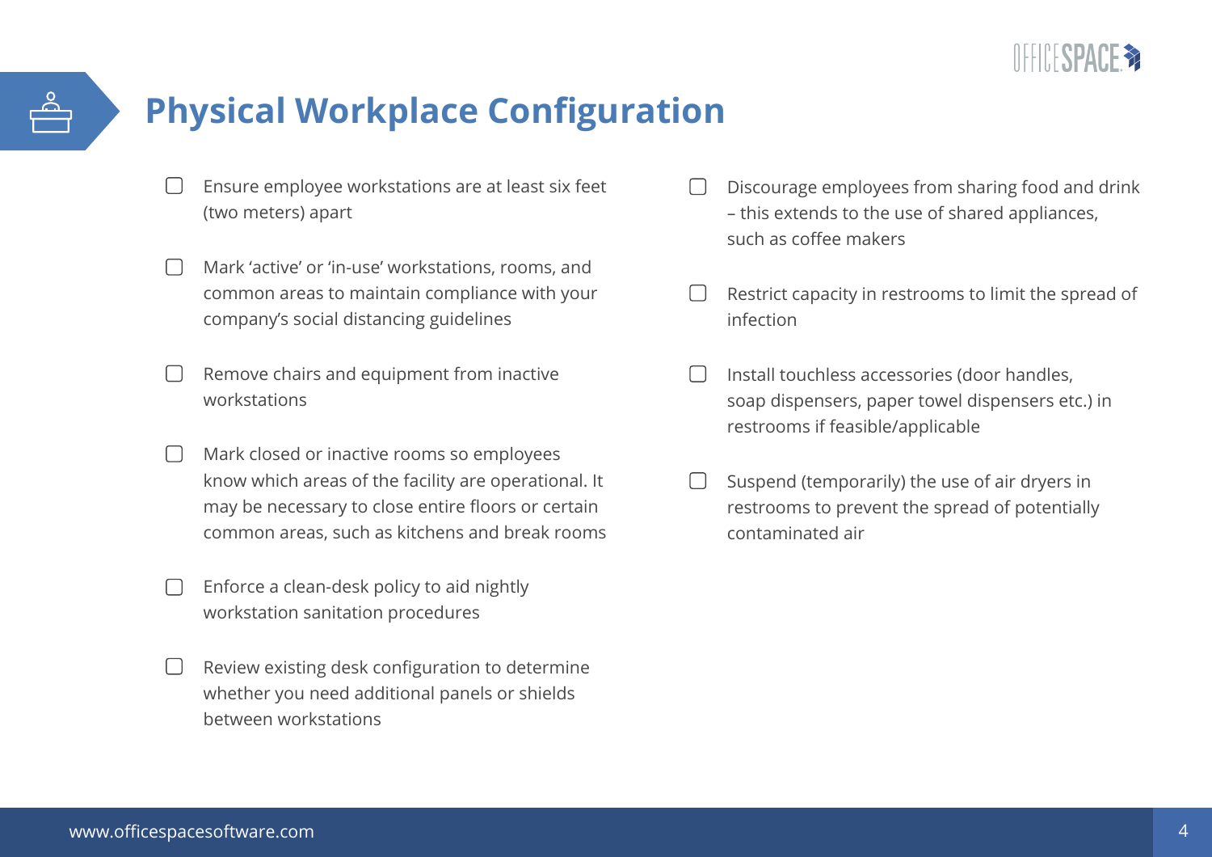# Physical Workplace Configuration

- [ ] Ensure employee workstations are at least six feet (two meters) apart
- [ ] Mark 'active' or 'in-use' workstations, rooms, and common areas to maintain compliance with your company's social distancing guidelines
- [ ] Remove chairs and equipment from inactive workstations
- [ ] Mark closed or inactive rooms so employees know which areas of the facility are operational. It may be necessary to close entire floors or certain common areas, such as kitchens and break rooms
- [ ] Enforce a clean-desk policy to aid nightly workstation sanitation procedures
- [ ] Review existing desk configuration to determine whether you need additional panels or shields between workstations
- [ ] Discourage employees from sharing food and drink – this extends to the use of shared appliances, such as coffee makers
- [ ] Restrict capacity in restrooms to limit the spread of infection
- [ ] Install touchless accessories (door handles, soap dispensers, paper towel dispensers etc.) in restrooms if feasible/applicable
- [ ] Suspend (temporarily) the use of air dryers in restrooms to prevent the spread of potentially contaminated air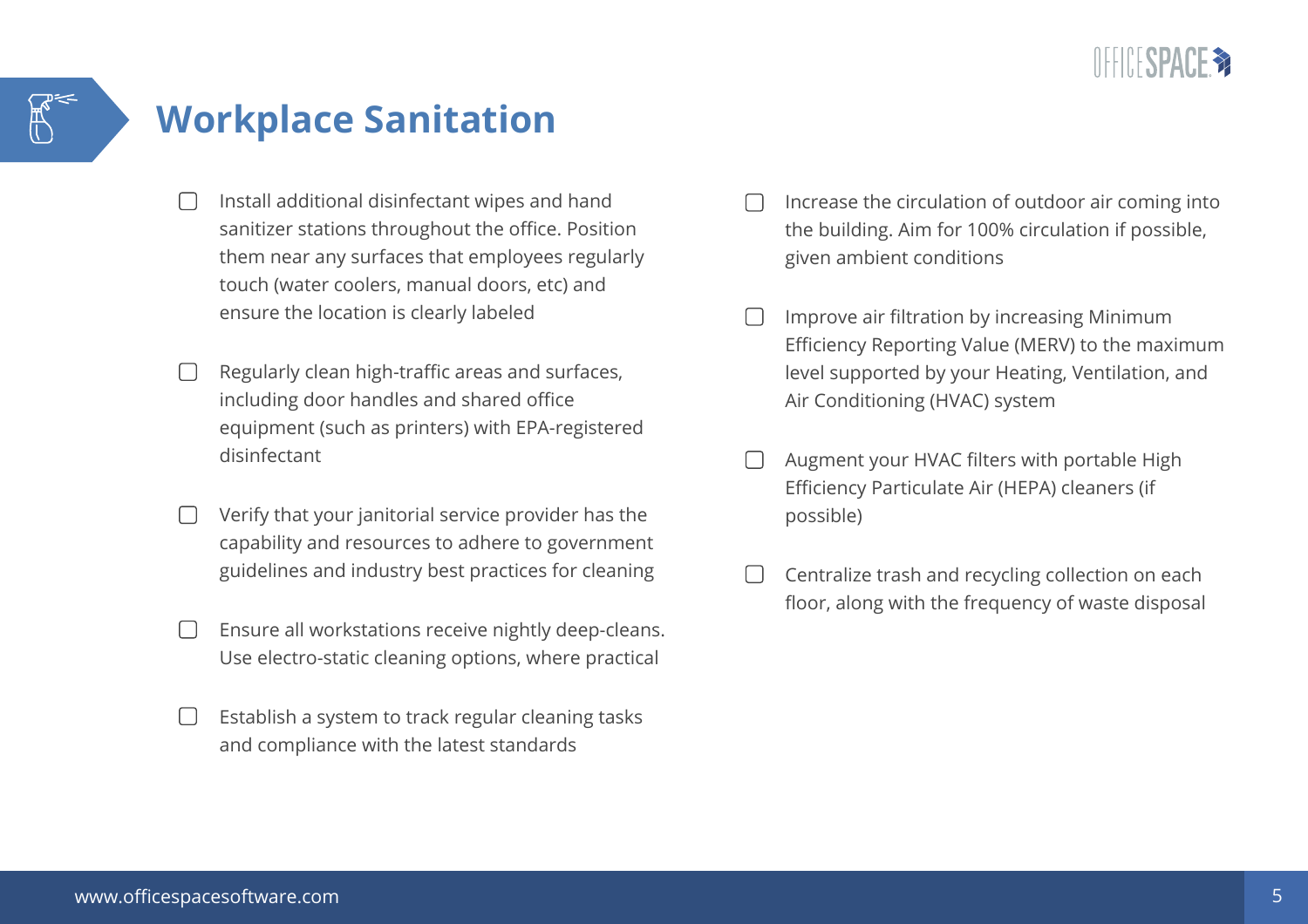# Workplace Sanitation

- [ ] Install additional disinfectant wipes and hand sanitizer stations throughout the office. Position them near any surfaces that employees regularly touch (water coolers, manual doors, etc) and ensure the location is clearly labeled
- [ ] Regularly clean high-traffic areas and surfaces, including door handles and shared office equipment (such as printers) with EPA-registered disinfectant
- [ ] Verify that your janitorial service provider has the capability and resources to adhere to government guidelines and industry best practices for cleaning
- [ ] Ensure all workstations receive nightly deep-cleans. Use electro-static cleaning options, where practical
- [ ] Establish a system to track regular cleaning tasks and compliance with the latest standards
- [ ] Increase the circulation of outdoor air coming into the building. Aim for 100% circulation if possible, given ambient conditions
- [ ] Improve air filtration by increasing Minimum Efficiency Reporting Value (MERV) to the maximum level supported by your Heating, Ventilation, and Air Conditioning (HVAC) system
- [ ] Augment your HVAC filters with portable High Efficiency Particulate Air (HEPA) cleaners (if possible)
- [ ] Centralize trash and recycling collection on each floor, along with the frequency of waste disposal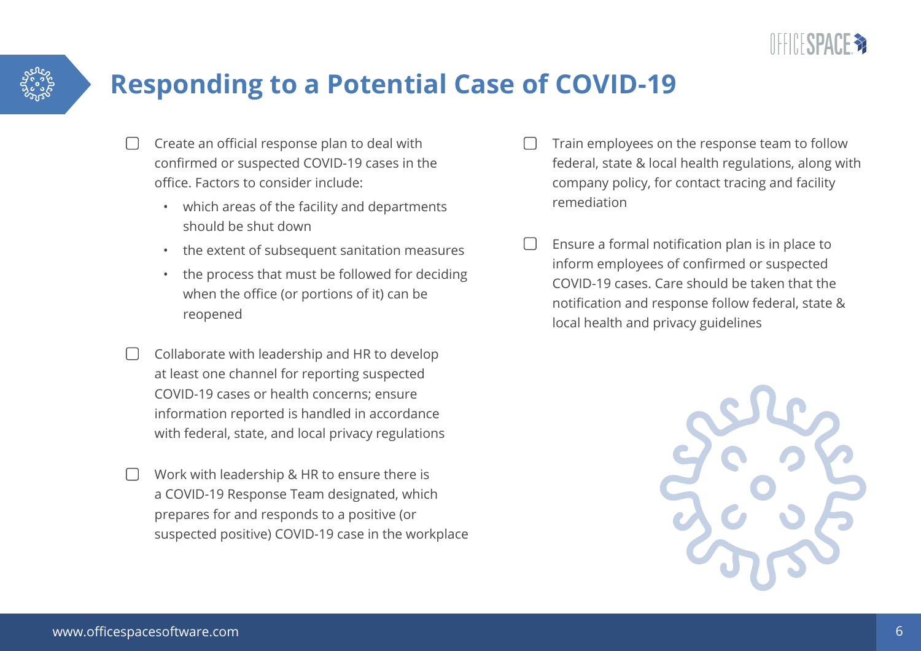# Responding to a Potential Case of COVID-19

- [ ] Create an official response plan to deal with confirmed or suspected COVID-19 cases in the office. Factors to consider include:
    - which areas of the facility and departments should be shut down
    - the extent of subsequent sanitation measures
    - the process that must be followed for deciding when the office (or portions of it) can be reopened

- [ ] Collaborate with leadership and HR to develop at least one channel for reporting suspected COVID-19 cases or health concerns; ensure information reported is handled in accordance with federal, state, and local privacy regulations

- [ ] Work with leadership & HR to ensure there is a COVID-19 Response Team designated, which prepares for and responds to a positive (or suspected positive) COVID-19 case in the workplace

- [ ] Train employees on the response team to follow federal, state & local health regulations, along with company policy, for contact tracing and facility remediation

- [ ] Ensure a formal notification plan is in place to inform employees of confirmed or suspected COVID-19 cases. Care should be taken that the notification and response follow federal, state & local health and privacy guidelines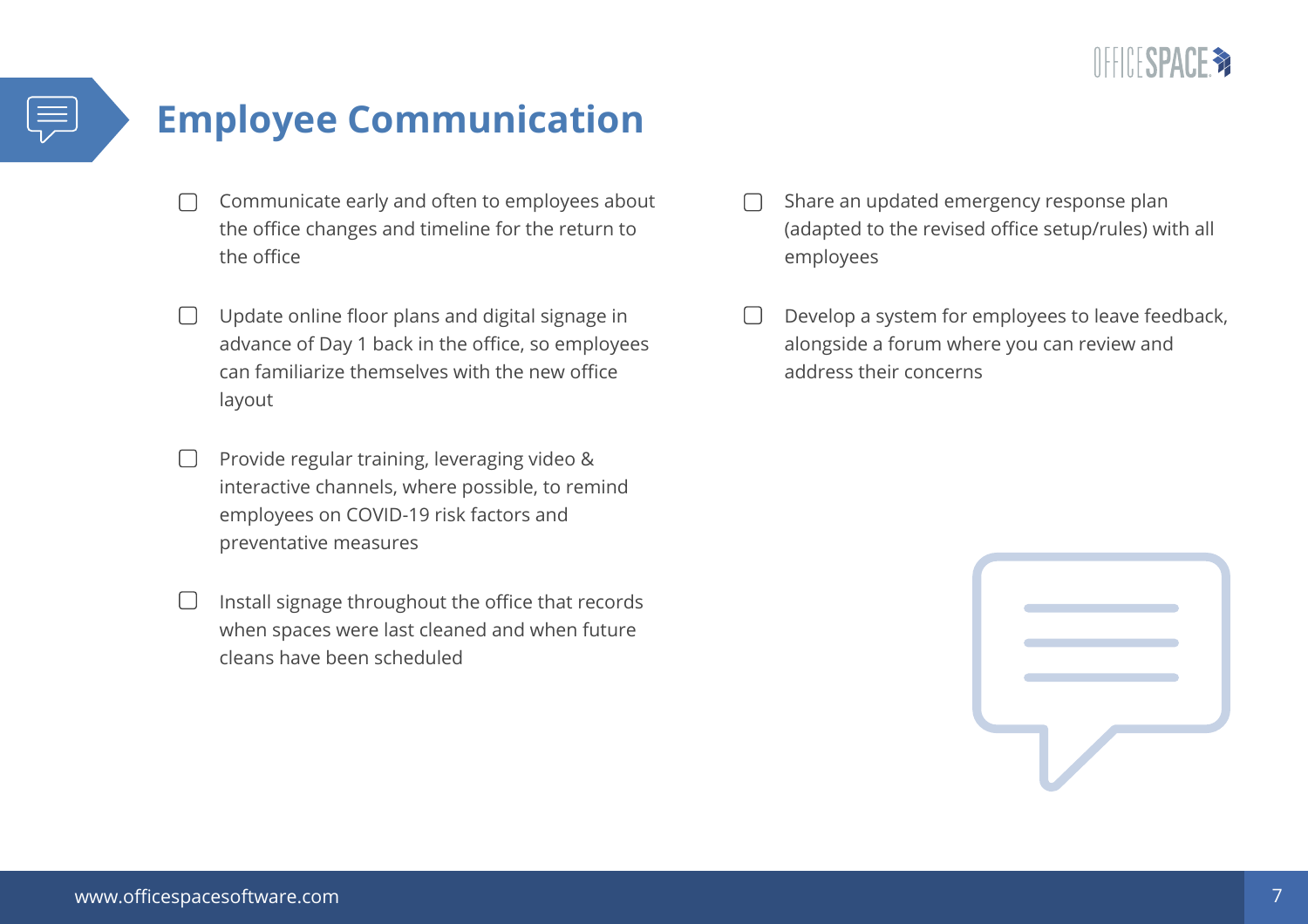# Employee Communication

- [ ] Communicate early and often to employees about the office changes and timeline for the return to the office
- [ ] Update online floor plans and digital signage in advance of Day 1 back in the office, so employees can familiarize themselves with the new office layout
- [ ] Provide regular training, leveraging video & interactive channels, where possible, to remind employees on COVID-19 risk factors and preventative measures
- [ ] Install signage throughout the office that records when spaces were last cleaned and when future cleans have been scheduled
- [ ] Share an updated emergency response plan (adapted to the revised office setup/rules) with all employees
- [ ] Develop a system for employees to leave feedback, alongside a forum where you can review and address their concerns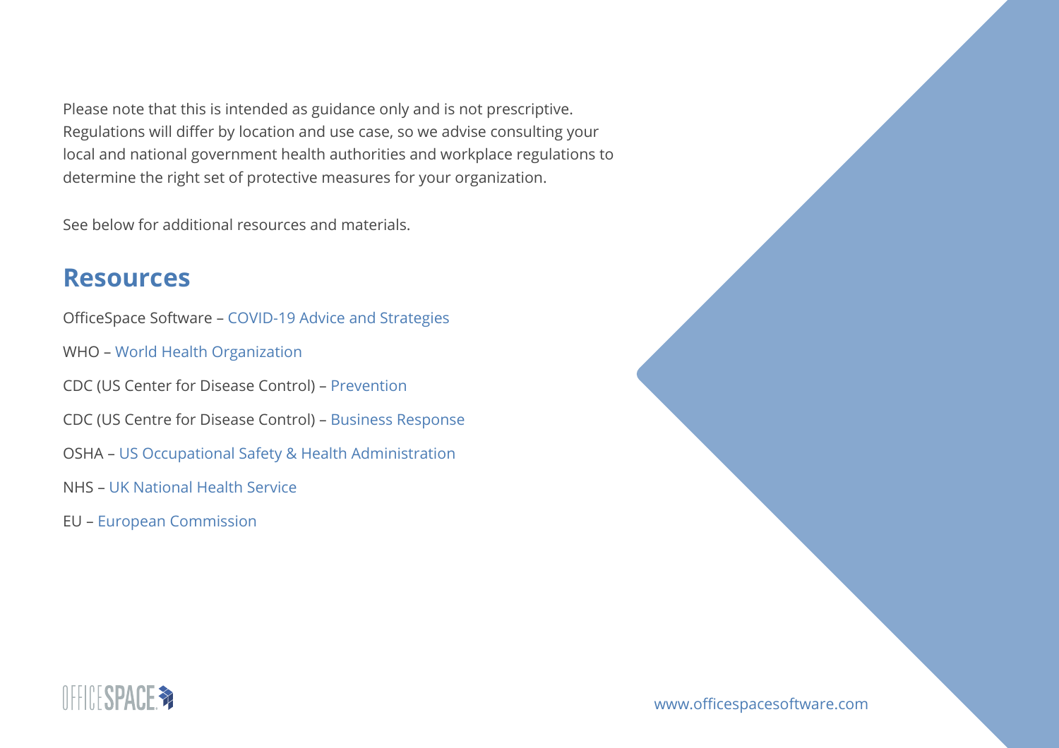Please note that this is intended as guidance only and is not prescriptive. Regulations will differ by location and use case, so we advise consulting your local and national government health authorities and workplace regulations to determine the right set of protective measures for your organization.

See below for additional resources and materials.

## Resources

OfficeSpace Software – COVID-19 Advice and Strategies

WHO – World Health Organization

CDC (US Center for Disease Control) – Prevention

CDC (US Centre for Disease Control) – Business Response

OSHA – US Occupational Safety & Health Administration

NHS – UK National Health Service

EU – European Commission

OFFICESPACE

www.officespacesoftware.com